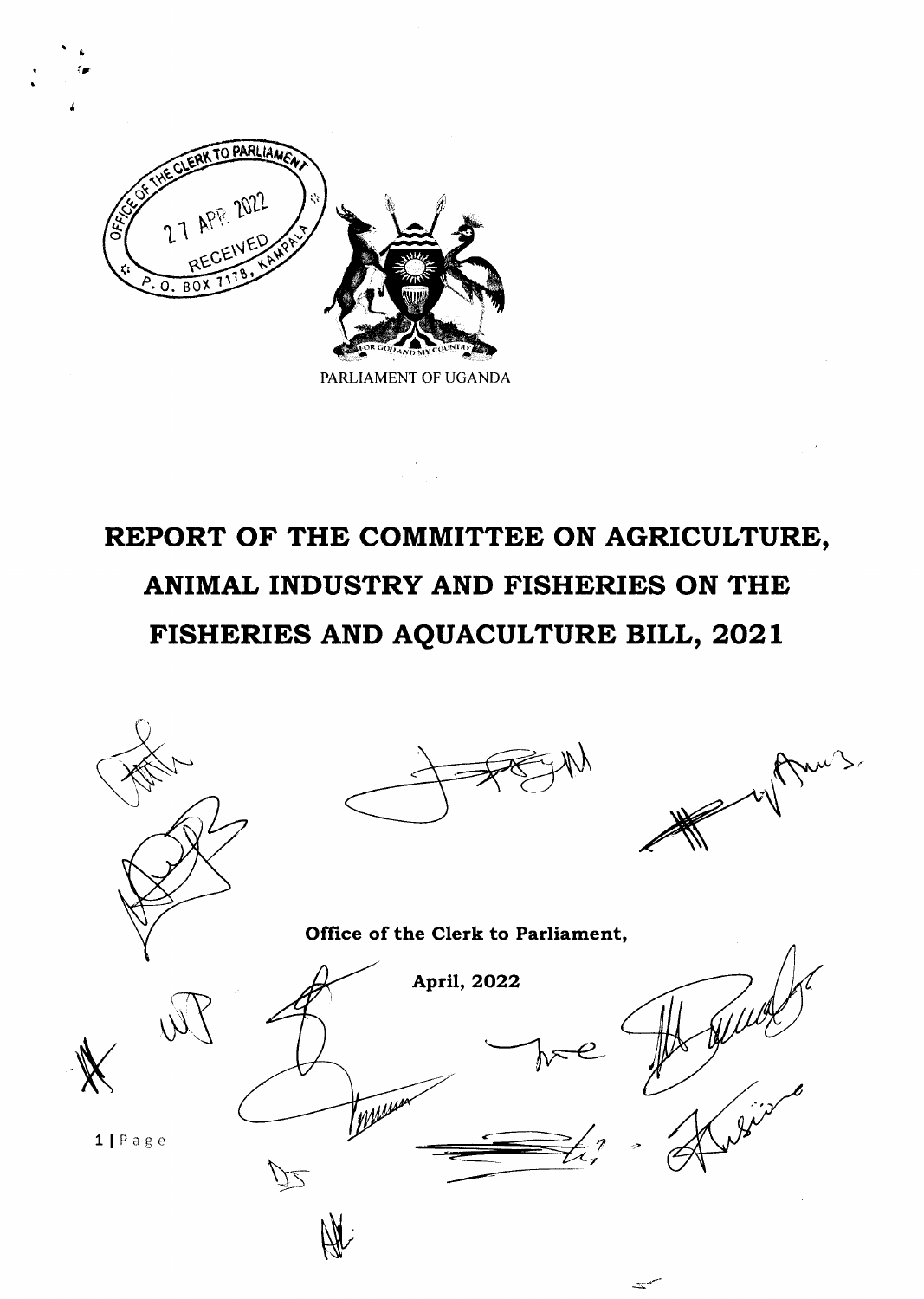PARLIAMENT OF UGANDA

# REPORT OF THE COMMITTEE ON AGRICULTURE, ANIMAL INDUSTRY AND FISHERIES ON THE FISHERIES AND AQUACULTURE BILL, 2021

**Office of the Clerk to Parliament,**

**April, 2022**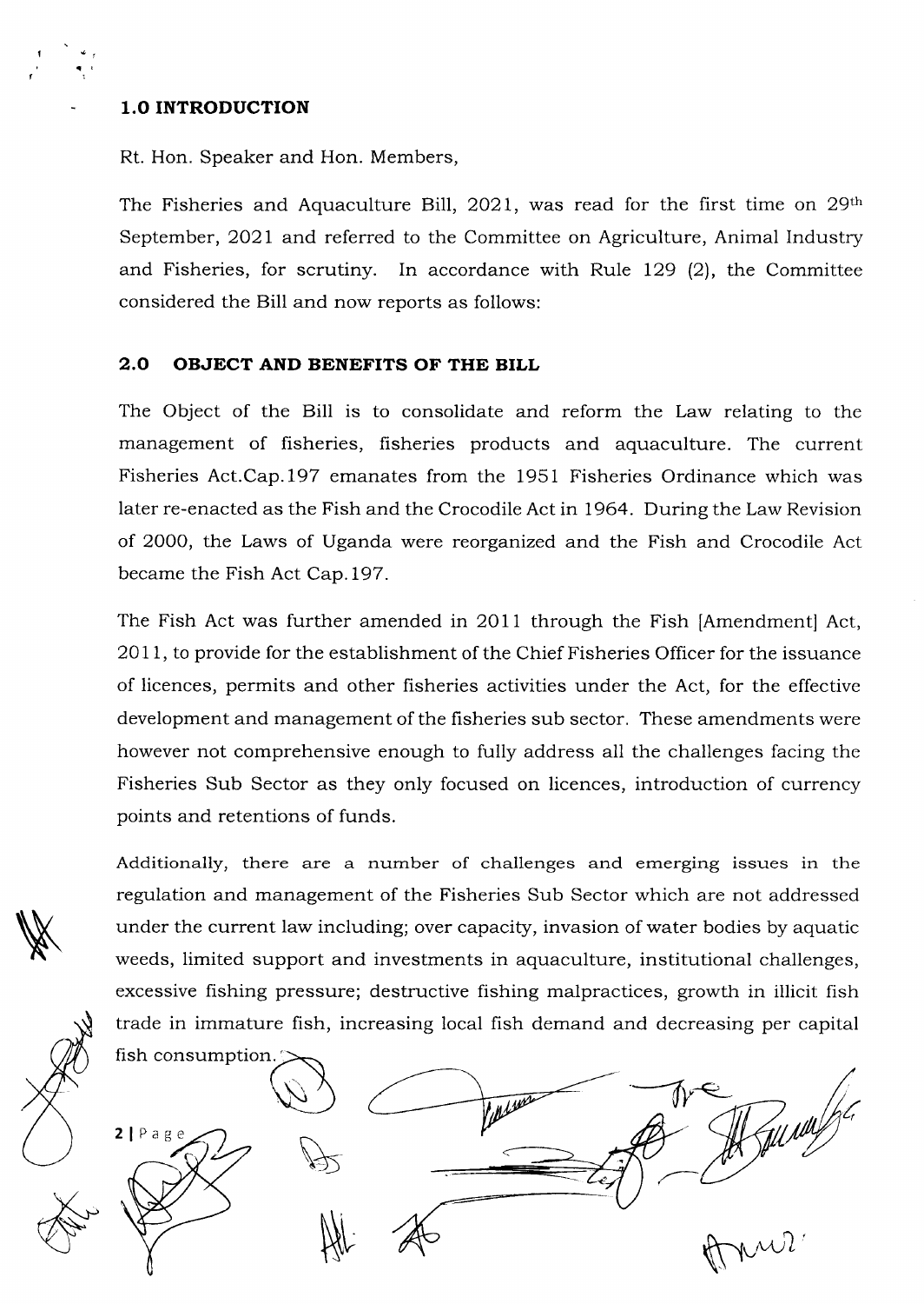## 1.0 INTRODUCTION

Rt. Hon. Speaker and Hon. Members,

The Fisheries and Aquaculture Bill, 2021, was read for the first time on 29th September, 2021 and referred to the Committee on Agriculture, Animal Industry and Fisheries, for scrutiny. In accordance with Rule 129 (2), the Committee considered the Bill and now reports as follows:

## 2.0 OBJECT AND BENEFITS OF THE BILL

The Object of the Bill is to consolidate and reform the Law relating to the management of fisheries, fisheries products and aquaculture. The current Fisheries Act.Cap.197 emanates from the 1951 Fisheries Ordinance which was later re-enacted as the Fish and the Crocodile Act in 1964. During the Law Revision of 2000, the Laws of Uganda were reorganized and the Fish and Crocodile Act became the Fish Act Cap.197.

The Fish Act was further amended in 2011 through the Fish [Amendment] Act, 2011, to provide for the establishment of the Chief Fisheries Officer for the issuance of licences, permits and other fisheries activities under the Act, for the effective development and management of the fisheries sub sector. These amendments were however not comprehensive enough to fully address all the challenges facing the Fisheries Sub Sector as they only focused on licences, introduction of currency points and retentions of funds.

Additionally, there are a number of challenges and emerging issues in the regulation and management of the Fisheries Sub Sector which are not addressed under the current law including; over capacity, invasion of water bodies by aquatic weeds, limited support and investments in aquaculture, institutional challenges, excessive fishing pressure; destructive fishing malpractices, growth in illicit fish trade in immature fish, increasing local fish demand and decreasing per capital fish consumption.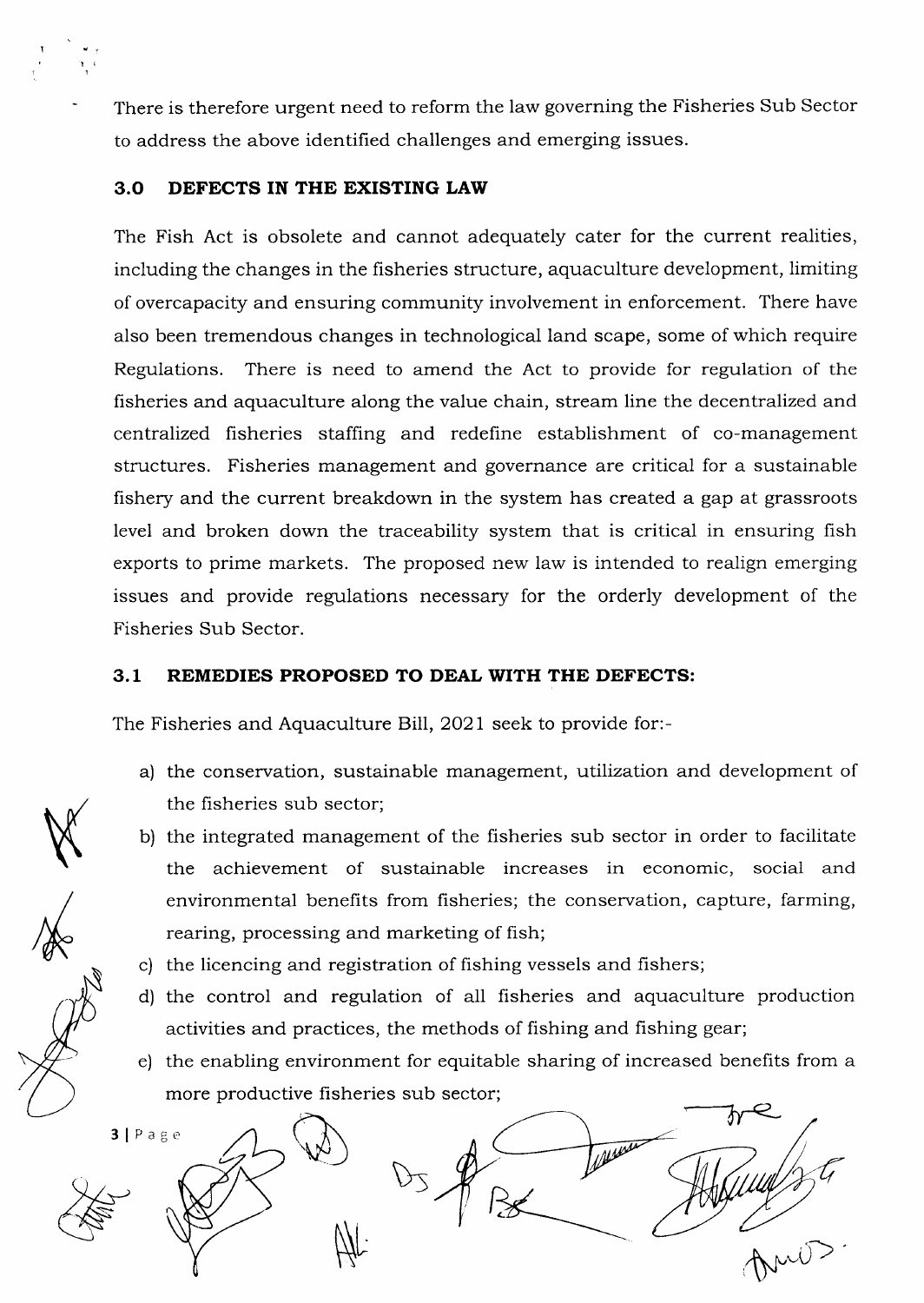There is therefore urgent need to reform the law governing the Fisheries Sub Sector to address the above identified challenges and emerging issues.

## 3.0 DEFECTS IN THE EXISTING LAW

The Fish Act is obsolete and cannot adequately cater for the current realities, including the changes in the fisheries structure, aquaculture development, limiting of overcapacity and ensuring community involvement in enforcement. There have also been tremendous changes in technological land scape, some of which require Regulations. There is need to amend the Act to provide for regulation of the fisheries and aquaculture along the value chain, stream line the decentralized and centralized fisheries staffing and redefine establishment of co-management structures. Fisheries management and governance are critical for a sustainable fishery and the current breakdown in the system has created a gap at grassroots level and broken down the traceability system that is critical in ensuring fish exports to prime markets. The proposed new law is intended to realign emerging issues and provide regulations necessary for the orderly development of the Fisheries Sub Sector.

## 3.1 REMEDIES PROPOSED TO DEAL WITH THE DEFECTS:

The Fisheries and Aquaculture Bill, 2021 seek to provide for:-

a) the conservation, sustainable management, utilization and development of the fisheries sub sector;

b) the integrated management of the fisheries sub sector in order to facilitate the achievement of sustainable increases in economic, social and environmental benefits from fisheries; the conservation, capture, farming, rearing, processing and marketing of fish;

c) the licencing and registration of fishing vessels and fishers;

d) the control and regulation of all fisheries and aquaculture production activities and practices, the methods of fishing and fishing gear;

e) the enabling environment for equitable sharing of increased benefits from a more productive fisheries sub sector;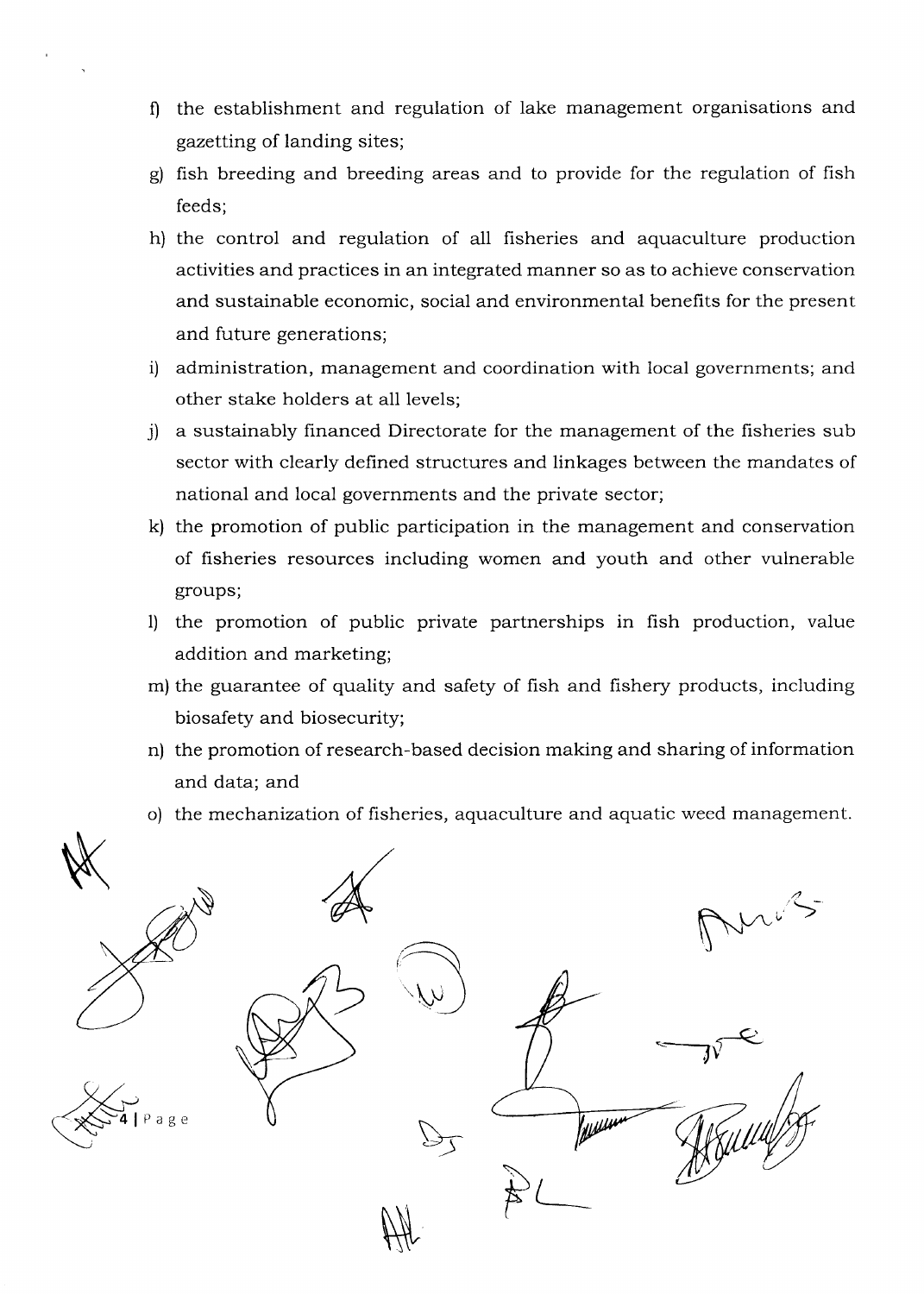f) the establishment and regulation of lake management organisations and gazetting of landing sites;

g) fish breeding and breeding areas and to provide for the regulation of fish feeds;

h) the control and regulation of all fisheries and aquaculture production activities and practices in an integrated manner so as to achieve conservation and sustainable economic, social and environmental benefits for the present and future generations;

i) administration, management and coordination with local governments; and other stake holders at all levels;

j) a sustainably financed Directorate for the management of the fisheries sub sector with clearly defined structures and linkages between the mandates of national and local governments and the private sector;

k) the promotion of public participation in the management and conservation of fisheries resources including women and youth and other vulnerable groups;

l) the promotion of public private partnerships in fish production, value addition and marketing;

m) the guarantee of quality and safety of fish and fishery products, including biosafety and biosecurity;

n) the promotion of research-based decision making and sharing of information and data; and

o) the mechanization of fisheries, aquaculture and aquatic weed management.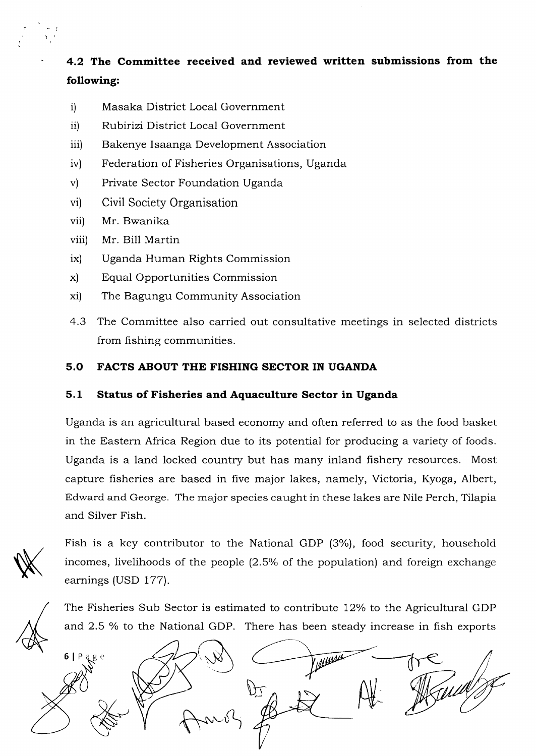**4.2 The Committee received and reviewed written submissions from the following:**

i) Masaka District Local Government

ii) Rubirizi District Local Government

iii) Bakenye Isaanga Development Association

iv) Federation of Fisheries Organisations, Uganda

v) Private Sector Foundation Uganda

vi) Civil Society Organisation

vii) Mr. Bwanika

viii) Mr. Bill Martin

ix) Uganda Human Rights Commission

x) Equal Opportunities Commission

xi) The Bagungu Community Association

4.3 The Committee also carried out consultative meetings in selected districts from fishing communities.

## 5.0 FACTS ABOUT THE FISHING SECTOR IN UGANDA

### 5.1 Status of Fisheries and Aquaculture Sector in Uganda

Uganda is an agricultural based economy and often referred to as the food basket in the Eastern Africa Region due to its potential for producing a variety of foods. Uganda is a land locked country but has many inland fishery resources. Most capture fisheries are based in five major lakes, namely, Victoria, Kyoga, Albert, Edward and George. The major species caught in these lakes are Nile Perch, Tilapia and Silver Fish.

Fish is a key contributor to the National GDP (3%), food security, household incomes, livelihoods of the people (2.5% of the population) and foreign exchange earnings (USD 177).

The Fisheries Sub Sector is estimated to contribute 12% to the Agricultural GDP and 2.5 % to the National GDP. There has been steady increase in fish exports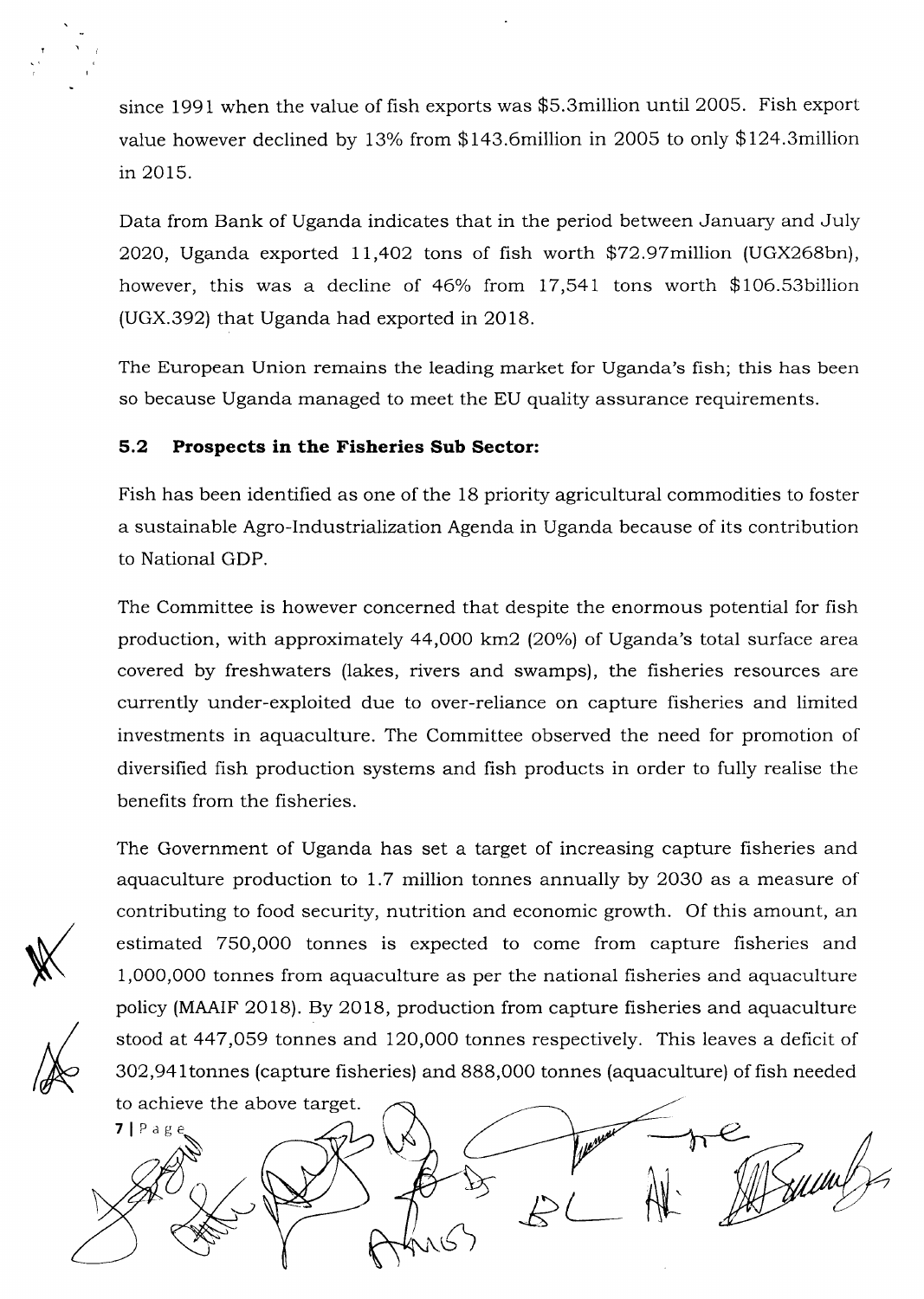since 1991 when the value of fish exports was $5.3million until 2005. Fish export value however declined by 13% from $143.6million in 2005 to only $124.3million in 2015.

Data from Bank of Uganda indicates that in the period between January and July 2020, Uganda exported 11,402 tons of fish worth $72.97million (UGX268bn), however, this was a decline of 46% from 17,541 tons worth $106.53billion (UGX.392) that Uganda had exported in 2018.

The European Union remains the leading market for Uganda's fish; this has been so because Uganda managed to meet the EU quality assurance requirements.

### 5.2 Prospects in the Fisheries Sub Sector:

Fish has been identified as one of the 18 priority agricultural commodities to foster a sustainable Agro-Industrialization Agenda in Uganda because of its contribution to National GDP.

The Committee is however concerned that despite the enormous potential for fish production, with approximately 44,000 km2 (20%) of Uganda's total surface area covered by freshwaters (lakes, rivers and swamps), the fisheries resources are currently under-exploited due to over-reliance on capture fisheries and limited investments in aquaculture. The Committee observed the need for promotion of diversified fish production systems and fish products in order to fully realise the benefits from the fisheries.

The Government of Uganda has set a target of increasing capture fisheries and aquaculture production to 1.7 million tonnes annually by 2030 as a measure of contributing to food security, nutrition and economic growth. Of this amount, an estimated 750,000 tonnes is expected to come from capture fisheries and 1,000,000 tonnes from aquaculture as per the national fisheries and aquaculture policy (MAAIF 2018). By 2018, production from capture fisheries and aquaculture stood at 447,059 tonnes and 120,000 tonnes respectively. This leaves a deficit of 302,941tonnes (capture fisheries) and 888,000 tonnes (aquaculture) of fish needed to achieve the above target.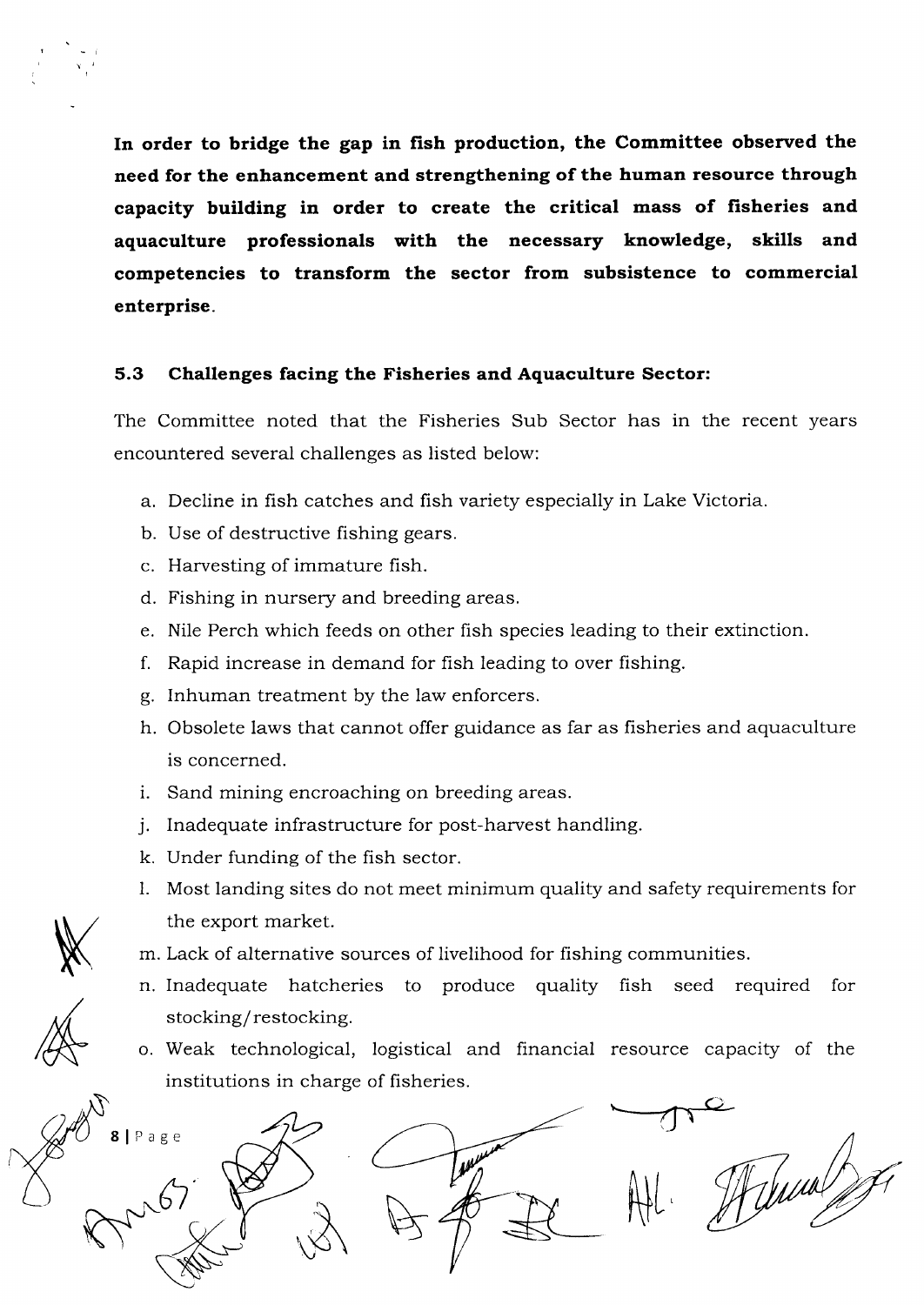**In order to bridge the gap in fish production, the Committee observed the need for the enhancement and strengthening of the human resource through capacity building in order to create the critical mass of fisheries and aquaculture professionals with the necessary knowledge, skills and competencies to transform the sector from subsistence to commercial enterprise.**

### 5.3 Challenges facing the Fisheries and Aquaculture Sector:

The Committee noted that the Fisheries Sub Sector has in the recent years encountered several challenges as listed below:

a. Decline in fish catches and fish variety especially in Lake Victoria.
b. Use of destructive fishing gears.
c. Harvesting of immature fish.
d. Fishing in nursery and breeding areas.
e. Nile Perch which feeds on other fish species leading to their extinction.
f. Rapid increase in demand for fish leading to over fishing.
g. Inhuman treatment by the law enforcers.
h. Obsolete laws that cannot offer guidance as far as fisheries and aquaculture is concerned.
i. Sand mining encroaching on breeding areas.
j. Inadequate infrastructure for post-harvest handling.
k. Under funding of the fish sector.
l. Most landing sites do not meet minimum quality and safety requirements for the export market.
m. Lack of alternative sources of livelihood for fishing communities.
n. Inadequate hatcheries to produce quality fish seed required for stocking/restocking.
o. Weak technological, logistical and financial resource capacity of the institutions in charge of fisheries.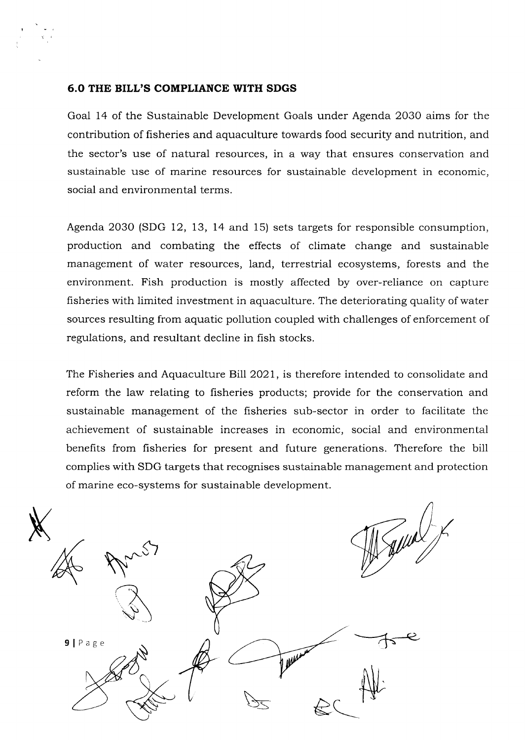## 6.0 THE BILL'S COMPLIANCE WITH SDGS

Goal 14 of the Sustainable Development Goals under Agenda 2030 aims for the contribution of fisheries and aquaculture towards food security and nutrition, and the sector's use of natural resources, in a way that ensures conservation and sustainable use of marine resources for sustainable development in economic, social and environmental terms.

Agenda 2030 (SDG 12, 13, 14 and 15) sets targets for responsible consumption, production and combating the effects of climate change and sustainable management of water resources, land, terrestrial ecosystems, forests and the environment. Fish production is mostly affected by over-reliance on capture fisheries with limited investment in aquaculture. The deteriorating quality of water sources resulting from aquatic pollution coupled with challenges of enforcement of regulations, and resultant decline in fish stocks.

The Fisheries and Aquaculture Bill 2021, is therefore intended to consolidate and reform the law relating to fisheries products; provide for the conservation and sustainable management of the fisheries sub-sector in order to facilitate the achievement of sustainable increases in economic, social and environmental benefits from fisheries for present and future generations. Therefore the bill complies with SDG targets that recognises sustainable management and protection of marine eco-systems for sustainable development.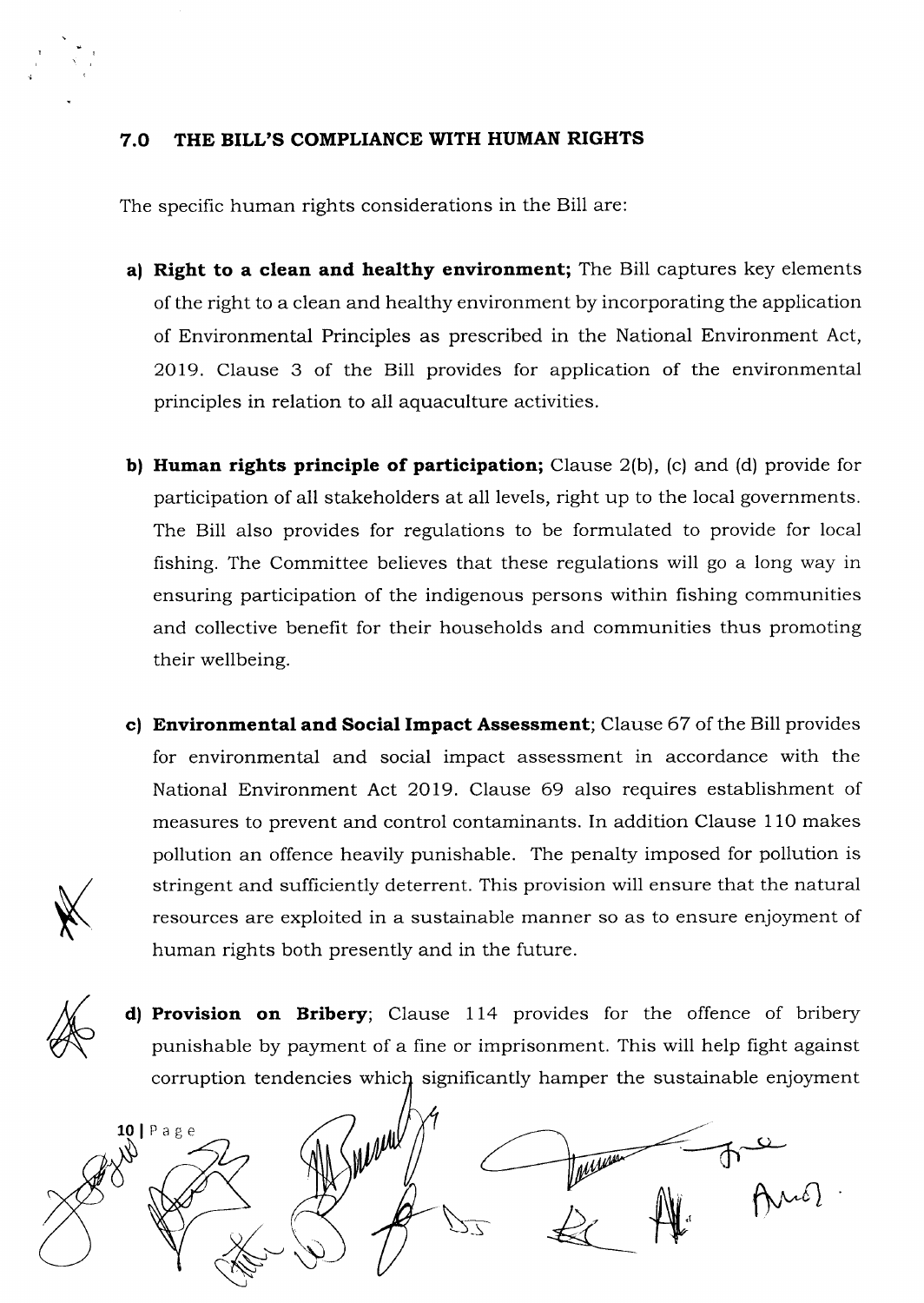## 7.0 THE BILL'S COMPLIANCE WITH HUMAN RIGHTS

The specific human rights considerations in the Bill are:

a) **Right to a clean and healthy environment;** The Bill captures key elements of the right to a clean and healthy environment by incorporating the application of Environmental Principles as prescribed in the National Environment Act, 2019. Clause 3 of the Bill provides for application of the environmental principles in relation to all aquaculture activities.

b) **Human rights principle of participation;** Clause 2(b), (c) and (d) provide for participation of all stakeholders at all levels, right up to the local governments. The Bill also provides for regulations to be formulated to provide for local fishing. The Committee believes that these regulations will go a long way in ensuring participation of the indigenous persons within fishing communities and collective benefit for their households and communities thus promoting their wellbeing.

c) **Environmental and Social Impact Assessment**; Clause 67 of the Bill provides for environmental and social impact assessment in accordance with the National Environment Act 2019. Clause 69 also requires establishment of measures to prevent and control contaminants. In addition Clause 110 makes pollution an offence heavily punishable. The penalty imposed for pollution is stringent and sufficiently deterrent. This provision will ensure that the natural resources are exploited in a sustainable manner so as to ensure enjoyment of human rights both presently and in the future.

d) **Provision on Bribery**; Clause 114 provides for the offence of bribery punishable by payment of a fine or imprisonment. This will help fight against corruption tendencies which significantly hamper the sustainable enjoyment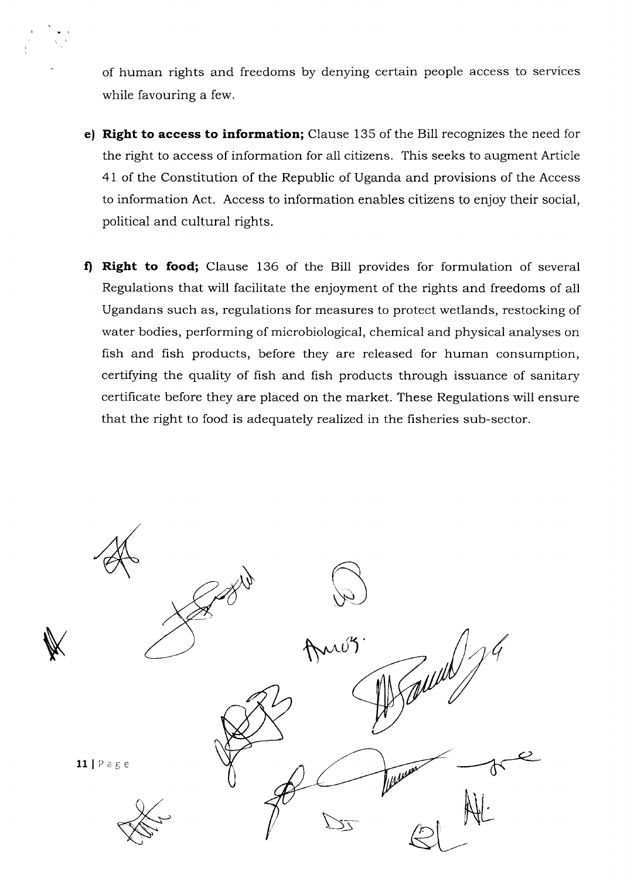of human rights and freedoms by denying certain people access to services while favouring a few.

e) **Right to access to information;** Clause 135 of the Bill recognizes the need for the right to access of information for all citizens. This seeks to augment Article 41 of the Constitution of the Republic of Uganda and provisions of the Access to information Act. Access to information enables citizens to enjoy their social, political and cultural rights.

f) **Right to food;** Clause 136 of the Bill provides for formulation of several Regulations that will facilitate the enjoyment of the rights and freedoms of all Ugandans such as, regulations for measures to protect wetlands, restocking of water bodies, performing of microbiological, chemical and physical analyses on fish and fish products, before they are released for human consumption, certifying the quality of fish and fish products through issuance of sanitary certificate before they are placed on the market. These Regulations will ensure that the right to food is adequately realized in the fisheries sub-sector.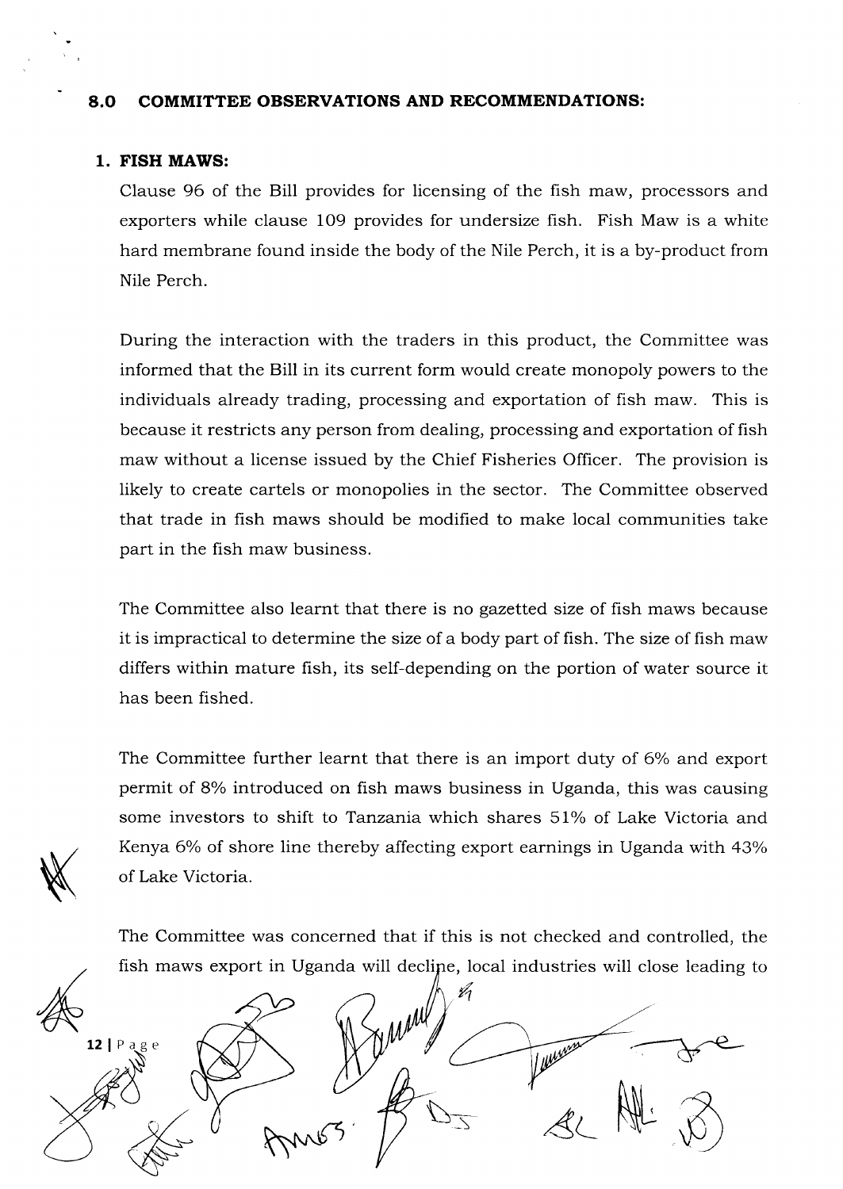## 8.0 COMMITTEE OBSERVATIONS AND RECOMMENDATIONS:

### 1. FISH MAWS:

Clause 96 of the Bill provides for licensing of the fish maw, processors and exporters while clause 109 provides for undersize fish. Fish Maw is a white hard membrane found inside the body of the Nile Perch, it is a by-product from Nile Perch.

During the interaction with the traders in this product, the Committee was informed that the Bill in its current form would create monopoly powers to the individuals already trading, processing and exportation of fish maw. This is because it restricts any person from dealing, processing and exportation of fish maw without a license issued by the Chief Fisheries Officer. The provision is likely to create cartels or monopolies in the sector. The Committee observed that trade in fish maws should be modified to make local communities take part in the fish maw business.

The Committee also learnt that there is no gazetted size of fish maws because it is impractical to determine the size of a body part of fish. The size of fish maw differs within mature fish, its self-depending on the portion of water source it has been fished.

The Committee further learnt that there is an import duty of 6% and export permit of 8% introduced on fish maws business in Uganda, this was causing some investors to shift to Tanzania which shares 51% of Lake Victoria and Kenya 6% of shore line thereby affecting export earnings in Uganda with 43% of Lake Victoria.

The Committee was concerned that if this is not checked and controlled, the fish maws export in Uganda will decline, local industries will close leading to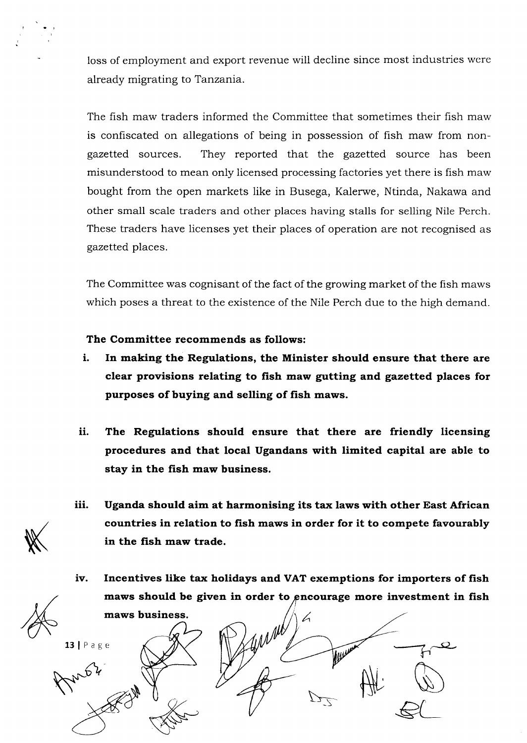loss of employment and export revenue will decline since most industries were already migrating to Tanzania.

The fish maw traders informed the Committee that sometimes their fish maw is confiscated on allegations of being in possession of fish maw from non-gazetted sources. They reported that the gazetted source has been misunderstood to mean only licensed processing factories yet there is fish maw bought from the open markets like in Busega, Kalerwe, Ntinda, Nakawa and other small scale traders and other places having stalls for selling Nile Perch. These traders have licenses yet their places of operation are not recognised as gazetted places.

The Committee was cognisant of the fact of the growing market of the fish maws which poses a threat to the existence of the Nile Perch due to the high demand.

**The Committee recommends as follows:**

i. **In making the Regulations, the Minister should ensure that there are clear provisions relating to fish maw gutting and gazetted places for purposes of buying and selling of fish maws.**

ii. **The Regulations should ensure that there are friendly licensing procedures and that local Ugandans with limited capital are able to stay in the fish maw business.**

iii. **Uganda should aim at harmonising its tax laws with other East African countries in relation to fish maws in order for it to compete favourably in the fish maw trade.**

iv. **Incentives like tax holidays and VAT exemptions for importers of fish maws should be given in order to encourage more investment in fish maws business.**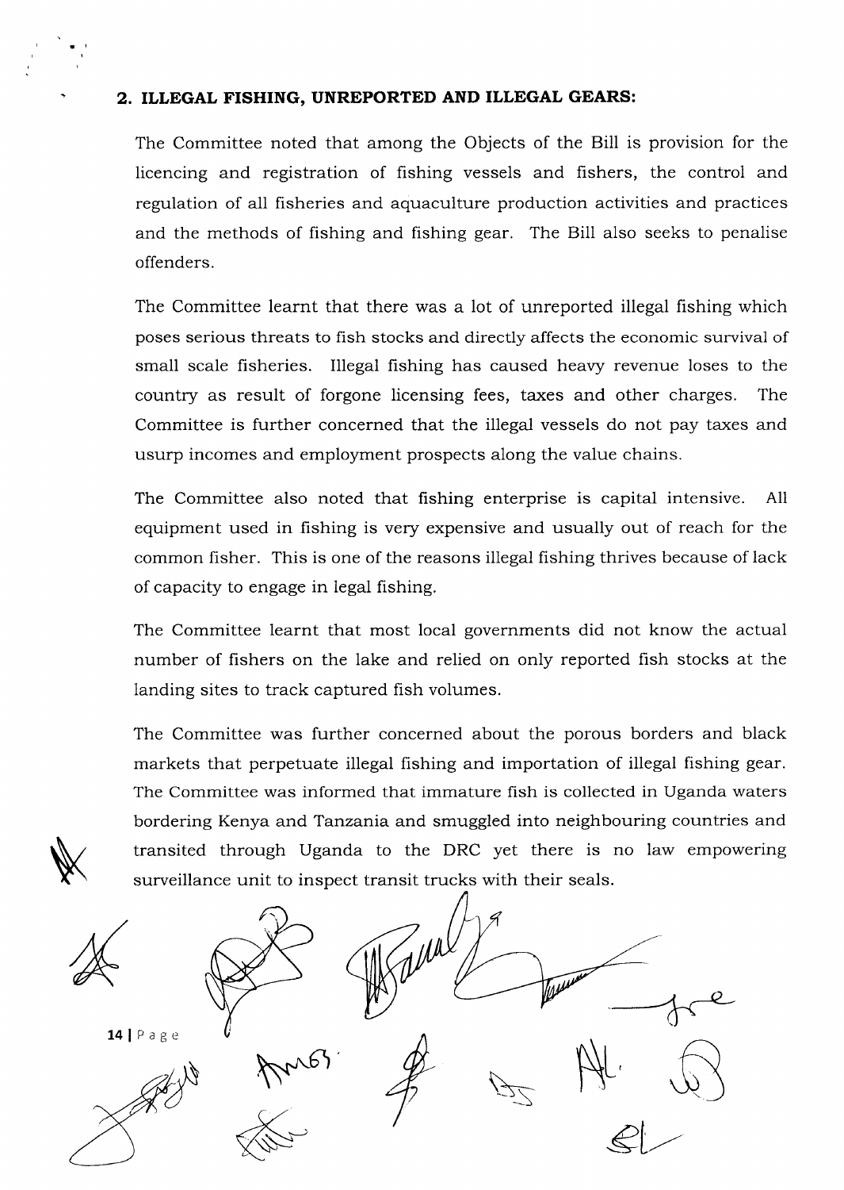## 2. ILLEGAL FISHING, UNREPORTED AND ILLEGAL GEARS:

The Committee noted that among the Objects of the Bill is provision for the licencing and registration of fishing vessels and fishers, the control and regulation of all fisheries and aquaculture production activities and practices and the methods of fishing and fishing gear. The Bill also seeks to penalise offenders.

The Committee learnt that there was a lot of unreported illegal fishing which poses serious threats to fish stocks and directly affects the economic survival of small scale fisheries. Illegal fishing has caused heavy revenue loses to the country as result of forgone licensing fees, taxes and other charges. The Committee is further concerned that the illegal vessels do not pay taxes and usurp incomes and employment prospects along the value chains.

The Committee also noted that fishing enterprise is capital intensive. All equipment used in fishing is very expensive and usually out of reach for the common fisher. This is one of the reasons illegal fishing thrives because of lack of capacity to engage in legal fishing.

The Committee learnt that most local governments did not know the actual number of fishers on the lake and relied on only reported fish stocks at the landing sites to track captured fish volumes.

The Committee was further concerned about the porous borders and black markets that perpetuate illegal fishing and importation of illegal fishing gear. The Committee was informed that immature fish is collected in Uganda waters bordering Kenya and Tanzania and smuggled into neighbouring countries and transited through Uganda to the DRC yet there is no law empowering surveillance unit to inspect transit trucks with their seals.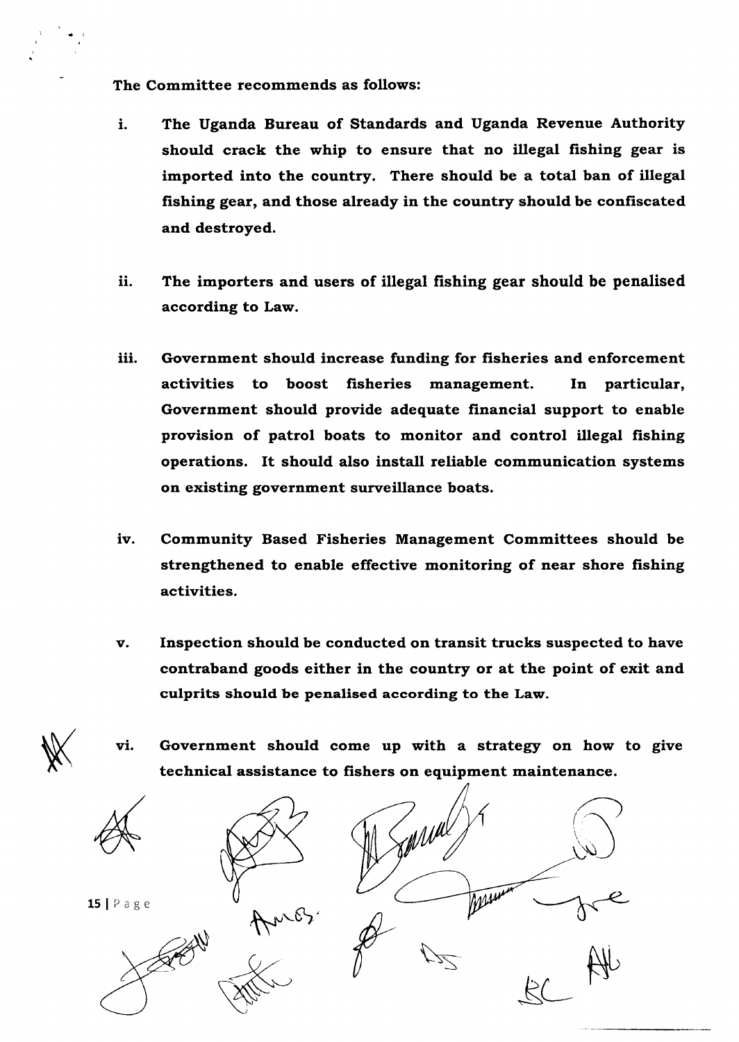**The Committee recommends as follows:**

i. **The Uganda Bureau of Standards and Uganda Revenue Authority should crack the whip to ensure that no illegal fishing gear is imported into the country. There should be a total ban of illegal fishing gear, and those already in the country should be confiscated and destroyed.**

ii. **The importers and users of illegal fishing gear should be penalised according to Law.**

iii. **Government should increase funding for fisheries and enforcement activities to boost fisheries management. In particular, Government should provide adequate financial support to enable provision of patrol boats to monitor and control illegal fishing operations. It should also install reliable communication systems on existing government surveillance boats.**

iv. **Community Based Fisheries Management Committees should be strengthened to enable effective monitoring of near shore fishing activities.**

v. **Inspection should be conducted on transit trucks suspected to have contraband goods either in the country or at the point of exit and culprits should be penalised according to the Law.**

vi. **Government should come up with a strategy on how to give technical assistance to fishers on equipment maintenance.**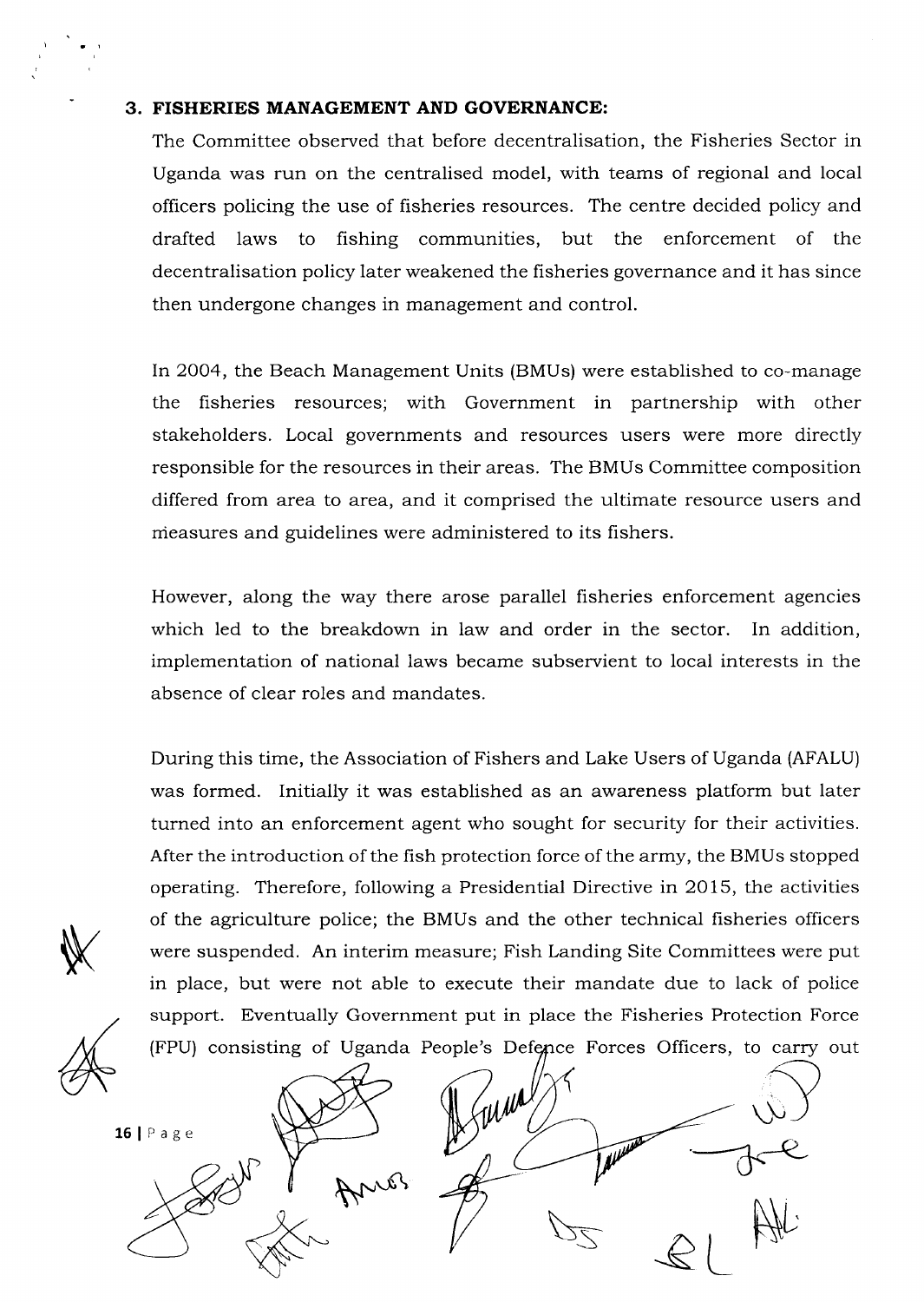### 3. FISHERIES MANAGEMENT AND GOVERNANCE:

The Committee observed that before decentralisation, the Fisheries Sector in Uganda was run on the centralised model, with teams of regional and local officers policing the use of fisheries resources. The centre decided policy and drafted laws to fishing communities, but the enforcement of the decentralisation policy later weakened the fisheries governance and it has since then undergone changes in management and control.

In 2004, the Beach Management Units (BMUs) were established to co-manage the fisheries resources; with Government in partnership with other stakeholders. Local governments and resources users were more directly responsible for the resources in their areas. The BMUs Committee composition differed from area to area, and it comprised the ultimate resource users and measures and guidelines were administered to its fishers.

However, along the way there arose parallel fisheries enforcement agencies which led to the breakdown in law and order in the sector. In addition, implementation of national laws became subservient to local interests in the absence of clear roles and mandates.

During this time, the Association of Fishers and Lake Users of Uganda (AFALU) was formed. Initially it was established as an awareness platform but later turned into an enforcement agent who sought for security for their activities. After the introduction of the fish protection force of the army, the BMUs stopped operating. Therefore, following a Presidential Directive in 2015, the activities of the agriculture police; the BMUs and the other technical fisheries officers were suspended. An interim measure; Fish Landing Site Committees were put in place, but were not able to execute their mandate due to lack of police support. Eventually Government put in place the Fisheries Protection Force (FPU) consisting of Uganda People's Defence Forces Officers, to carry out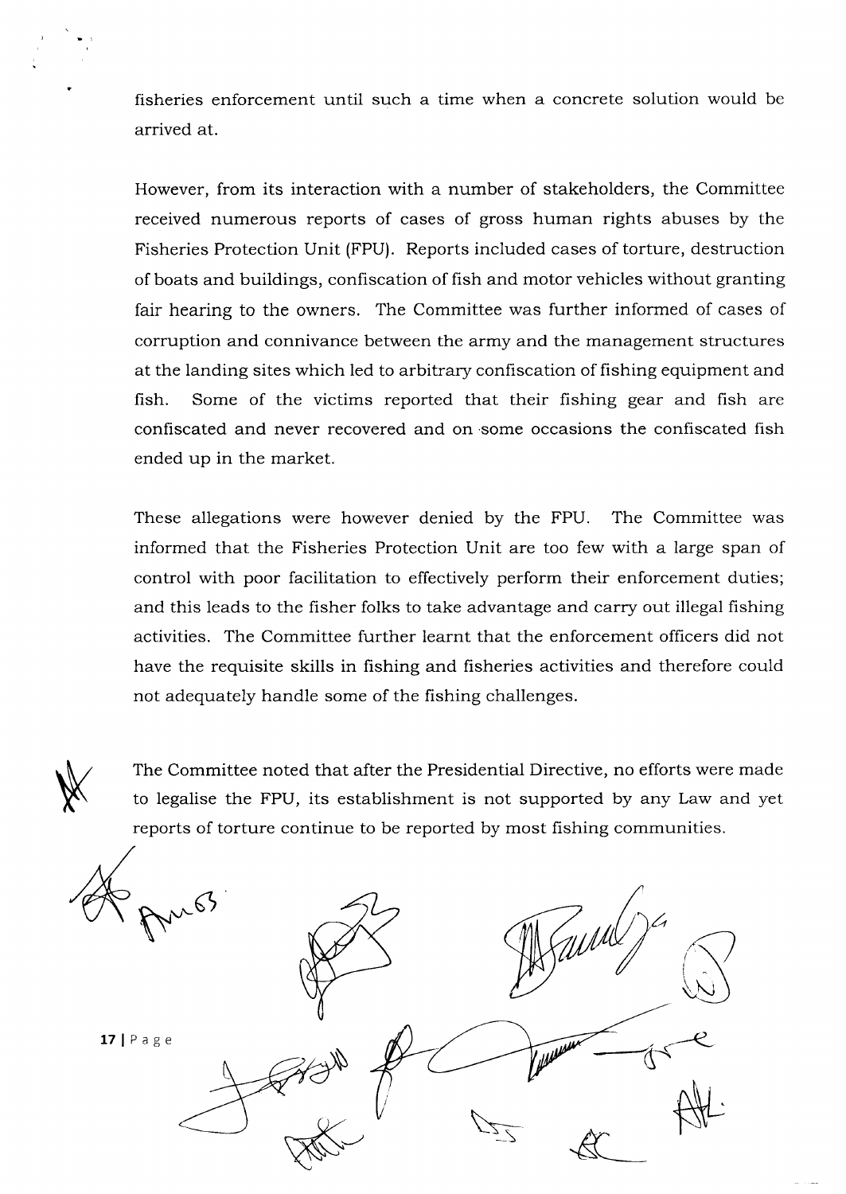fisheries enforcement until such a time when a concrete solution would be arrived at.

However, from its interaction with a number of stakeholders, the Committee received numerous reports of cases of gross human rights abuses by the Fisheries Protection Unit (FPU). Reports included cases of torture, destruction of boats and buildings, confiscation of fish and motor vehicles without granting fair hearing to the owners. The Committee was further informed of cases of corruption and connivance between the army and the management structures at the landing sites which led to arbitrary confiscation of fishing equipment and fish. Some of the victims reported that their fishing gear and fish are confiscated and never recovered and on some occasions the confiscated fish ended up in the market.

These allegations were however denied by the FPU. The Committee was informed that the Fisheries Protection Unit are too few with a large span of control with poor facilitation to effectively perform their enforcement duties; and this leads to the fisher folks to take advantage and carry out illegal fishing activities. The Committee further learnt that the enforcement officers did not have the requisite skills in fishing and fisheries activities and therefore could not adequately handle some of the fishing challenges.

The Committee noted that after the Presidential Directive, no efforts were made to legalise the FPU, its establishment is not supported by any Law and yet reports of torture continue to be reported by most fishing communities.